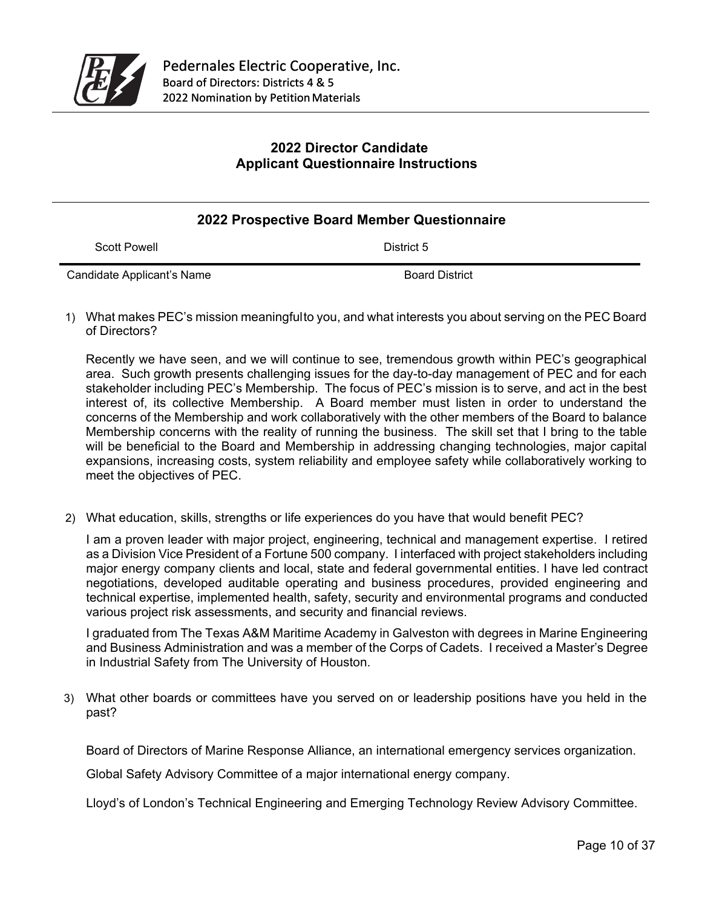# 2022 Director Candidate Applicant Questionnaire Instructions

## 2022 Prospective Board Member Questionnaire

| Candidate Applicant's Name | Board District |
|---|---|
| Scott Powell | District 5 |

1) What makes PEC's mission meaningful to you, and what interests you about serving on the PEC Board of Directors?

   Recently we have seen, and we will continue to see, tremendous growth within PEC's geographical area. Such growth presents challenging issues for the day-to-day management of PEC and for each stakeholder including PEC's Membership. The focus of PEC's mission is to serve, and act in the best interest of, its collective Membership. A Board member must listen in order to understand the concerns of the Membership and work collaboratively with the other members of the Board to balance Membership concerns with the reality of running the business. The skill set that I bring to the table will be beneficial to the Board and Membership in addressing changing technologies, major capital expansions, increasing costs, system reliability and employee safety while collaboratively working to meet the objectives of PEC.

2) What education, skills, strengths or life experiences do you have that would benefit PEC?

   I am a proven leader with major project, engineering, technical and management expertise. I retired as a Division Vice President of a Fortune 500 company. I interfaced with project stakeholders including major energy company clients and local, state and federal governmental entities. I have led contract negotiations, developed auditable operating and business procedures, provided engineering and technical expertise, implemented health, safety, security and environmental programs and conducted various project risk assessments, and security and financial reviews.

   I graduated from The Texas A&M Maritime Academy in Galveston with degrees in Marine Engineering and Business Administration and was a member of the Corps of Cadets. I received a Master's Degree in Industrial Safety from The University of Houston.

3) What other boards or committees have you served on or leadership positions have you held in the past?

   Board of Directors of Marine Response Alliance, an international emergency services organization.

   Global Safety Advisory Committee of a major international energy company.

   Lloyd's of London's Technical Engineering and Emerging Technology Review Advisory Committee.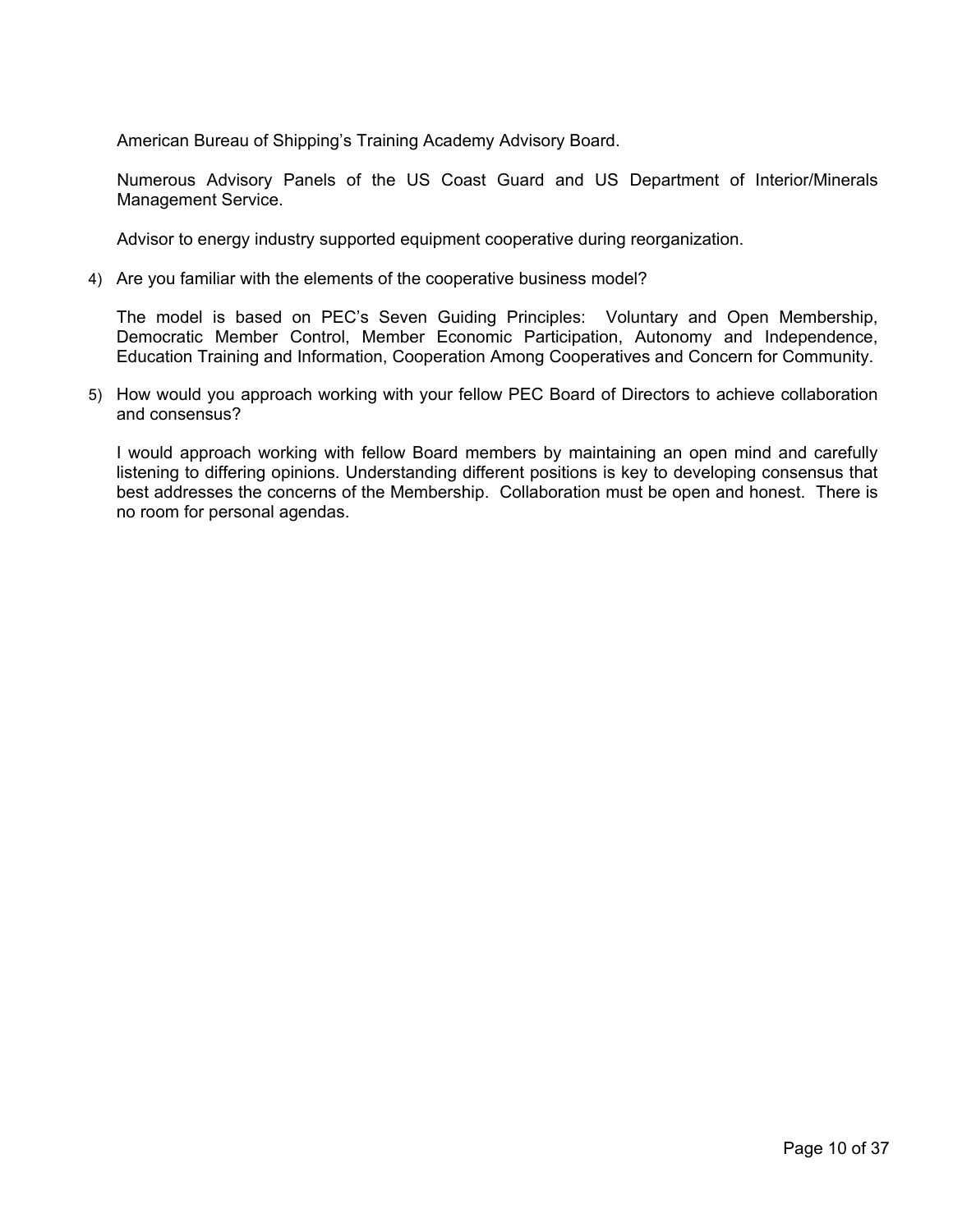American Bureau of Shipping's Training Academy Advisory Board.

Numerous Advisory Panels of the US Coast Guard and US Department of Interior/Minerals Management Service.

Advisor to energy industry supported equipment cooperative during reorganization.

4) Are you familiar with the elements of the cooperative business model?

   The model is based on PEC's Seven Guiding Principles: Voluntary and Open Membership, Democratic Member Control, Member Economic Participation, Autonomy and Independence, Education Training and Information, Cooperation Among Cooperatives and Concern for Community.

5) How would you approach working with your fellow PEC Board of Directors to achieve collaboration and consensus?

   I would approach working with fellow Board members by maintaining an open mind and carefully listening to differing opinions. Understanding different positions is key to developing consensus that best addresses the concerns of the Membership. Collaboration must be open and honest. There is no room for personal agendas.